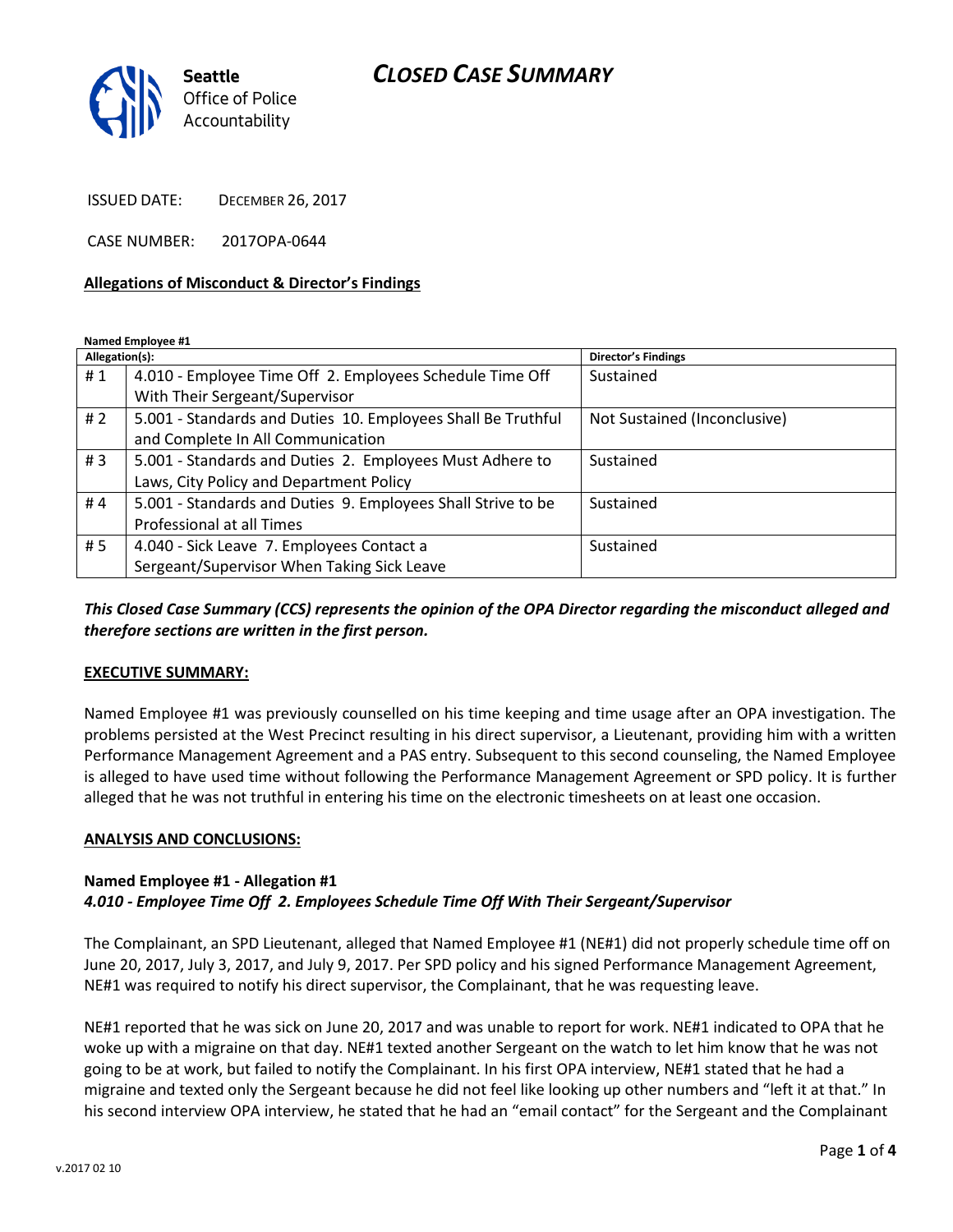Seattle Office of Police Accountability

# CLOSED CASE SUMMARY

ISSUED DATE: DECEMBER 26, 2017

CASE NUMBER: 2017OPA-0644

**Allegations of Misconduct & Director's Findings**

**Named Employee #1**

| Allegation(s): | | Director's Findings |
|---|---|---|
| # 1 | 4.010 - Employee Time Off 2. Employees Schedule Time Off With Their Sergeant/Supervisor | Sustained |
| # 2 | 5.001 - Standards and Duties 10. Employees Shall Be Truthful and Complete In All Communication | Not Sustained (Inconclusive) |
| # 3 | 5.001 - Standards and Duties 2. Employees Must Adhere to Laws, City Policy and Department Policy | Sustained |
| # 4 | 5.001 - Standards and Duties 9. Employees Shall Strive to be Professional at all Times | Sustained |
| # 5 | 4.040 - Sick Leave 7. Employees Contact a Sergeant/Supervisor When Taking Sick Leave | Sustained |

***This Closed Case Summary (CCS) represents the opinion of the OPA Director regarding the misconduct alleged and therefore sections are written in the first person.***

**EXECUTIVE SUMMARY:**

Named Employee #1 was previously counselled on his time keeping and time usage after an OPA investigation. The problems persisted at the West Precinct resulting in his direct supervisor, a Lieutenant, providing him with a written Performance Management Agreement and a PAS entry. Subsequent to this second counseling, the Named Employee is alleged to have used time without following the Performance Management Agreement or SPD policy. It is further alleged that he was not truthful in entering his time on the electronic timesheets on at least one occasion.

**ANALYSIS AND CONCLUSIONS:**

**Named Employee #1 - Allegation #1**
***4.010 - Employee Time Off 2. Employees Schedule Time Off With Their Sergeant/Supervisor***

The Complainant, an SPD Lieutenant, alleged that Named Employee #1 (NE#1) did not properly schedule time off on June 20, 2017, July 3, 2017, and July 9, 2017. Per SPD policy and his signed Performance Management Agreement, NE#1 was required to notify his direct supervisor, the Complainant, that he was requesting leave.

NE#1 reported that he was sick on June 20, 2017 and was unable to report for work. NE#1 indicated to OPA that he woke up with a migraine on that day. NE#1 texted another Sergeant on the watch to let him know that he was not going to be at work, but failed to notify the Complainant. In his first OPA interview, NE#1 stated that he had a migraine and texted only the Sergeant because he did not feel like looking up other numbers and "left it at that." In his second interview OPA interview, he stated that he had an "email contact" for the Sergeant and the Complainant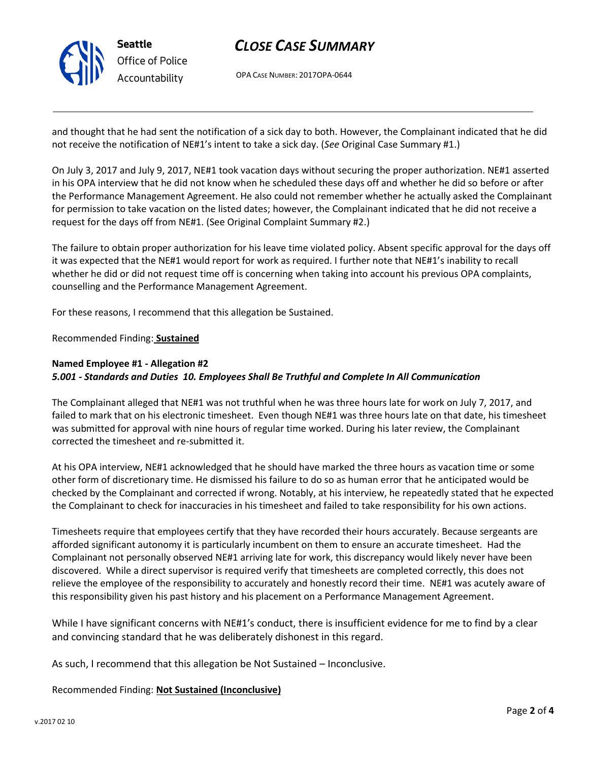and thought that he had sent the notification of a sick day to both. However, the Complainant indicated that he did not receive the notification of NE#1's intent to take a sick day. (*See* Original Case Summary #1.)

On July 3, 2017 and July 9, 2017, NE#1 took vacation days without securing the proper authorization. NE#1 asserted in his OPA interview that he did not know when he scheduled these days off and whether he did so before or after the Performance Management Agreement. He also could not remember whether he actually asked the Complainant for permission to take vacation on the listed dates; however, the Complainant indicated that he did not receive a request for the days off from NE#1. (See Original Complaint Summary #2.)

The failure to obtain proper authorization for his leave time violated policy. Absent specific approval for the days off it was expected that the NE#1 would report for work as required. I further note that NE#1's inability to recall whether he did or did not request time off is concerning when taking into account his previous OPA complaints, counselling and the Performance Management Agreement.

For these reasons, I recommend that this allegation be Sustained.

Recommended Finding: **Sustained**

**Named Employee #1 - Allegation #2**
***5.001 - Standards and Duties 10. Employees Shall Be Truthful and Complete In All Communication***

The Complainant alleged that NE#1 was not truthful when he was three hours late for work on July 7, 2017, and failed to mark that on his electronic timesheet. Even though NE#1 was three hours late on that date, his timesheet was submitted for approval with nine hours of regular time worked. During his later review, the Complainant corrected the timesheet and re-submitted it.

At his OPA interview, NE#1 acknowledged that he should have marked the three hours as vacation time or some other form of discretionary time. He dismissed his failure to do so as human error that he anticipated would be checked by the Complainant and corrected if wrong. Notably, at his interview, he repeatedly stated that he expected the Complainant to check for inaccuracies in his timesheet and failed to take responsibility for his own actions.

Timesheets require that employees certify that they have recorded their hours accurately. Because sergeants are afforded significant autonomy it is particularly incumbent on them to ensure an accurate timesheet. Had the Complainant not personally observed NE#1 arriving late for work, this discrepancy would likely never have been discovered. While a direct supervisor is required verify that timesheets are completed correctly, this does not relieve the employee of the responsibility to accurately and honestly record their time. NE#1 was acutely aware of this responsibility given his past history and his placement on a Performance Management Agreement.

While I have significant concerns with NE#1's conduct, there is insufficient evidence for me to find by a clear and convincing standard that he was deliberately dishonest in this regard.

As such, I recommend that this allegation be Not Sustained – Inconclusive.

Recommended Finding: **Not Sustained (Inconclusive)**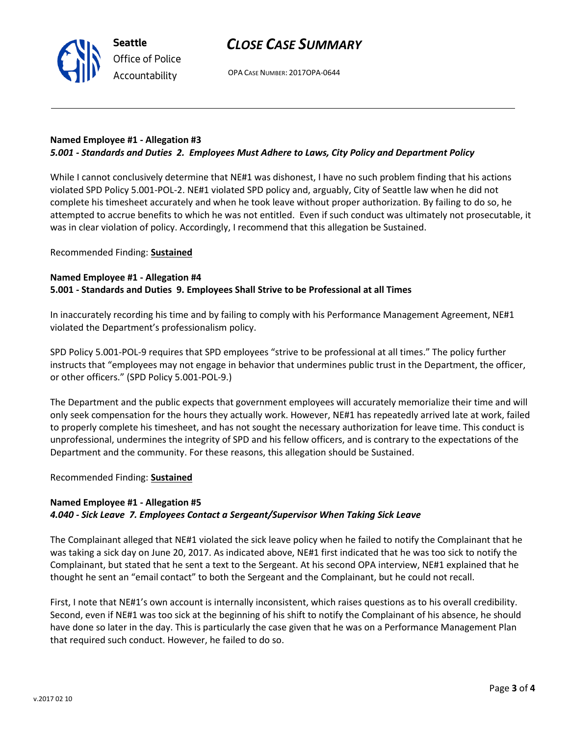**Named Employee #1 - Allegation #3**
***5.001 - Standards and Duties 2. Employees Must Adhere to Laws, City Policy and Department Policy***

While I cannot conclusively determine that NE#1 was dishonest, I have no such problem finding that his actions violated SPD Policy 5.001-POL-2. NE#1 violated SPD policy and, arguably, City of Seattle law when he did not complete his timesheet accurately and when he took leave without proper authorization. By failing to do so, he attempted to accrue benefits to which he was not entitled. Even if such conduct was ultimately not prosecutable, it was in clear violation of policy. Accordingly, I recommend that this allegation be Sustained.

Recommended Finding: **Sustained**

**Named Employee #1 - Allegation #4**
**5.001 - Standards and Duties 9. Employees Shall Strive to be Professional at all Times**

In inaccurately recording his time and by failing to comply with his Performance Management Agreement, NE#1 violated the Department's professionalism policy.

SPD Policy 5.001-POL-9 requires that SPD employees "strive to be professional at all times." The policy further instructs that "employees may not engage in behavior that undermines public trust in the Department, the officer, or other officers." (SPD Policy 5.001-POL-9.)

The Department and the public expects that government employees will accurately memorialize their time and will only seek compensation for the hours they actually work. However, NE#1 has repeatedly arrived late at work, failed to properly complete his timesheet, and has not sought the necessary authorization for leave time. This conduct is unprofessional, undermines the integrity of SPD and his fellow officers, and is contrary to the expectations of the Department and the community. For these reasons, this allegation should be Sustained.

Recommended Finding: **Sustained**

**Named Employee #1 - Allegation #5**
***4.040 - Sick Leave 7. Employees Contact a Sergeant/Supervisor When Taking Sick Leave***

The Complainant alleged that NE#1 violated the sick leave policy when he failed to notify the Complainant that he was taking a sick day on June 20, 2017. As indicated above, NE#1 first indicated that he was too sick to notify the Complainant, but stated that he sent a text to the Sergeant. At his second OPA interview, NE#1 explained that he thought he sent an "email contact" to both the Sergeant and the Complainant, but he could not recall.

First, I note that NE#1's own account is internally inconsistent, which raises questions as to his overall credibility. Second, even if NE#1 was too sick at the beginning of his shift to notify the Complainant of his absence, he should have done so later in the day. This is particularly the case given that he was on a Performance Management Plan that required such conduct. However, he failed to do so.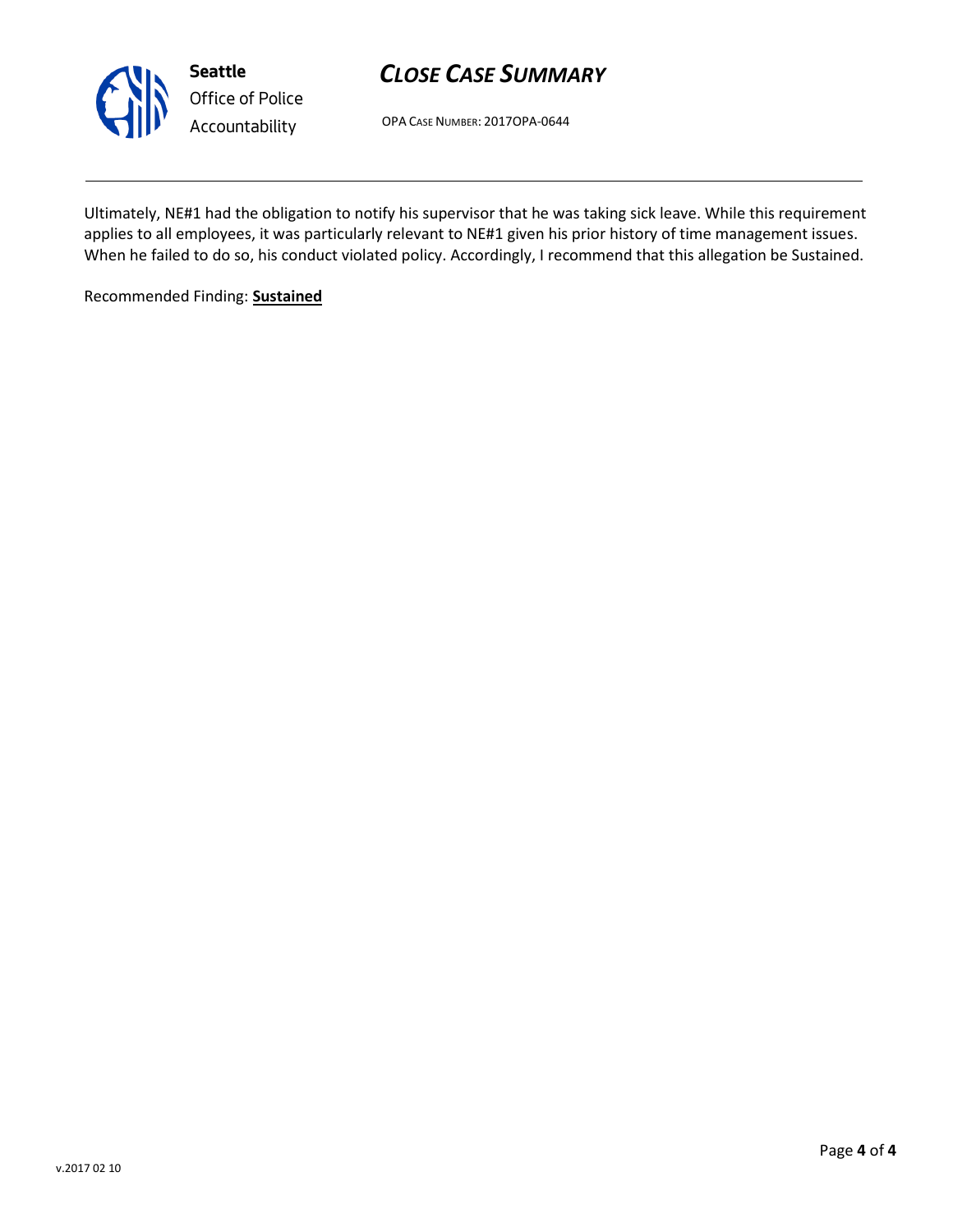Ultimately, NE#1 had the obligation to notify his supervisor that he was taking sick leave. While this requirement applies to all employees, it was particularly relevant to NE#1 given his prior history of time management issues. When he failed to do so, his conduct violated policy. Accordingly, I recommend that this allegation be Sustained.

Recommended Finding: **Sustained**